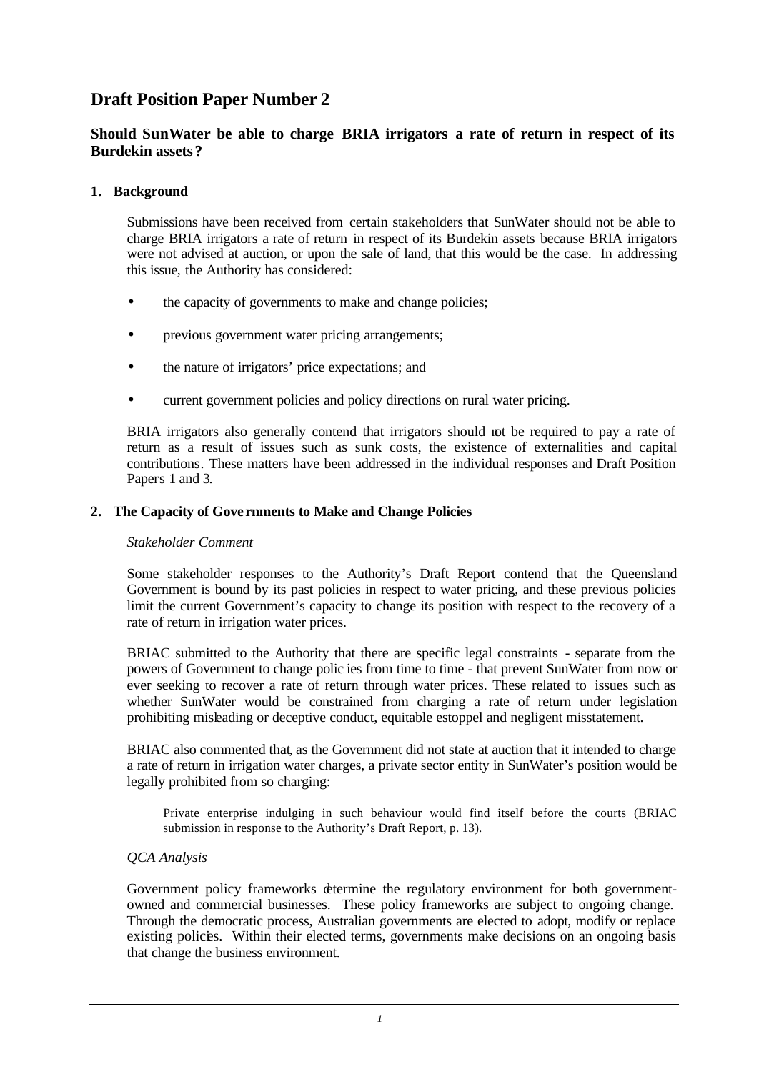# Draft Position Paper Number 2

## Should SunWater be able to charge BRIA irrigators a rate of return in respect of its Burdekin assets?

### 1. Background

Submissions have been received from certain stakeholders that SunWater should not be able to charge BRIA irrigators a rate of return in respect of its Burdekin assets because BRIA irrigators were not advised at auction, or upon the sale of land, that this would be the case. In addressing this issue, the Authority has considered:

- the capacity of governments to make and change policies;
- previous government water pricing arrangements;
- the nature of irrigators' price expectations; and
- current government policies and policy directions on rural water pricing.

BRIA irrigators also generally contend that irrigators should not be required to pay a rate of return as a result of issues such as sunk costs, the existence of externalities and capital contributions. These matters have been addressed in the individual responses and Draft Position Papers 1 and 3.

### 2. The Capacity of Governments to Make and Change Policies

*Stakeholder Comment*

Some stakeholder responses to the Authority's Draft Report contend that the Queensland Government is bound by its past policies in respect to water pricing, and these previous policies limit the current Government's capacity to change its position with respect to the recovery of a rate of return in irrigation water prices.

BRIAC submitted to the Authority that there are specific legal constraints - separate from the powers of Government to change policies from time to time - that prevent SunWater from now or ever seeking to recover a rate of return through water prices. These related to issues such as whether SunWater would be constrained from charging a rate of return under legislation prohibiting misleading or deceptive conduct, equitable estoppel and negligent misstatement.

BRIAC also commented that, as the Government did not state at auction that it intended to charge a rate of return in irrigation water charges, a private sector entity in SunWater's position would be legally prohibited from so charging:

> Private enterprise indulging in such behaviour would find itself before the courts (BRIAC submission in response to the Authority's Draft Report, p. 13).

*QCA Analysis*

Government policy frameworks determine the regulatory environment for both government-owned and commercial businesses. These policy frameworks are subject to ongoing change. Through the democratic process, Australian governments are elected to adopt, modify or replace existing policies. Within their elected terms, governments make decisions on an ongoing basis that change the business environment.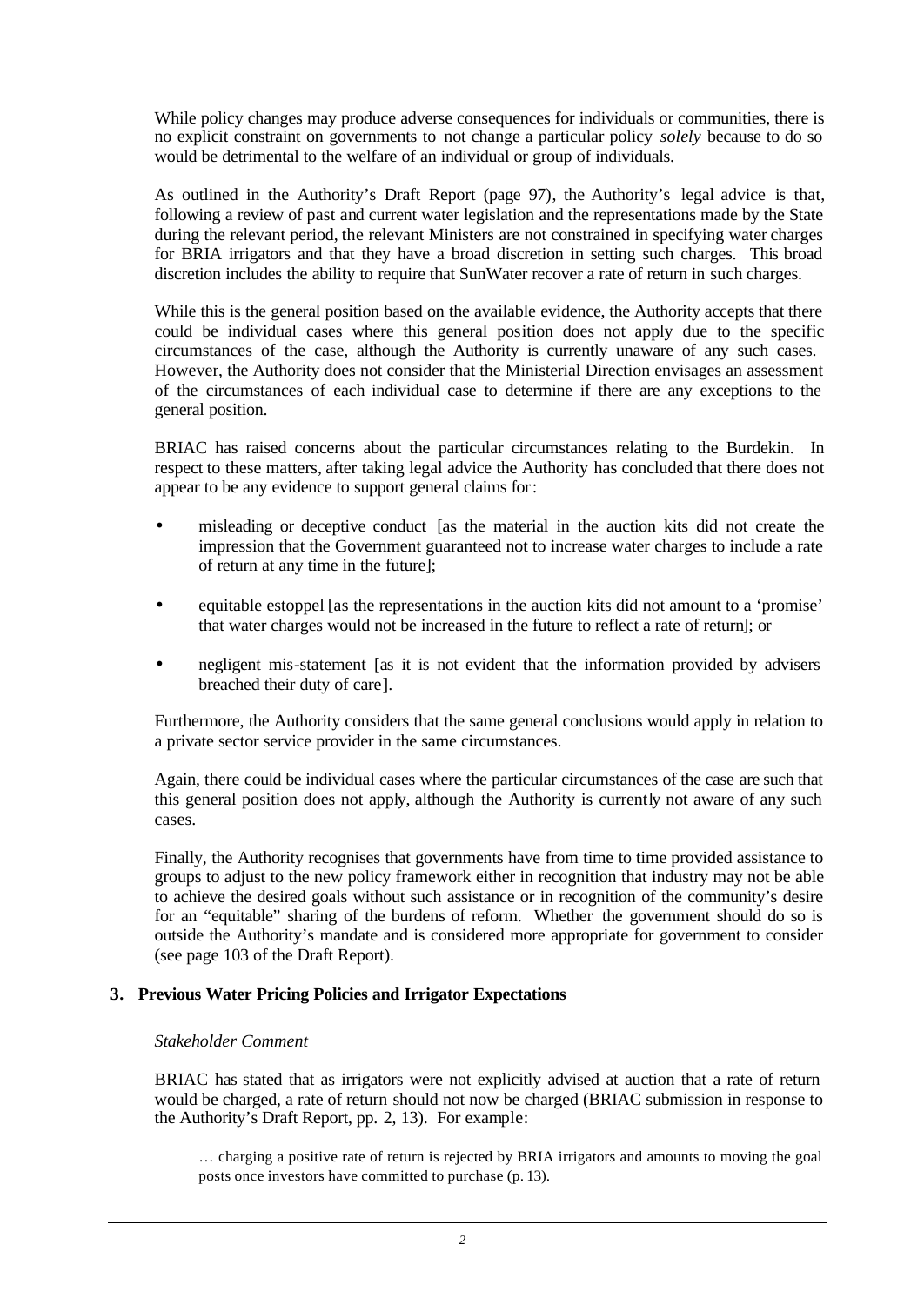While policy changes may produce adverse consequences for individuals or communities, there is no explicit constraint on governments to not change a particular policy *solely* because to do so would be detrimental to the welfare of an individual or group of individuals.

As outlined in the Authority's Draft Report (page 97), the Authority's legal advice is that, following a review of past and current water legislation and the representations made by the State during the relevant period, the relevant Ministers are not constrained in specifying water charges for BRIA irrigators and that they have a broad discretion in setting such charges. This broad discretion includes the ability to require that SunWater recover a rate of return in such charges.

While this is the general position based on the available evidence, the Authority accepts that there could be individual cases where this general position does not apply due to the specific circumstances of the case, although the Authority is currently unaware of any such cases. However, the Authority does not consider that the Ministerial Direction envisages an assessment of the circumstances of each individual case to determine if there are any exceptions to the general position.

BRIAC has raised concerns about the particular circumstances relating to the Burdekin. In respect to these matters, after taking legal advice the Authority has concluded that there does not appear to be any evidence to support general claims for:

- misleading or deceptive conduct [as the material in the auction kits did not create the impression that the Government guaranteed not to increase water charges to include a rate of return at any time in the future];
- equitable estoppel [as the representations in the auction kits did not amount to a 'promise' that water charges would not be increased in the future to reflect a rate of return]; or
- negligent mis-statement [as it is not evident that the information provided by advisers breached their duty of care].

Furthermore, the Authority considers that the same general conclusions would apply in relation to a private sector service provider in the same circumstances.

Again, there could be individual cases where the particular circumstances of the case are such that this general position does not apply, although the Authority is currently not aware of any such cases.

Finally, the Authority recognises that governments have from time to time provided assistance to groups to adjust to the new policy framework either in recognition that industry may not be able to achieve the desired goals without such assistance or in recognition of the community's desire for an "equitable" sharing of the burdens of reform. Whether the government should do so is outside the Authority's mandate and is considered more appropriate for government to consider (see page 103 of the Draft Report).

## 3. Previous Water Pricing Policies and Irrigator Expectations

*Stakeholder Comment*

BRIAC has stated that as irrigators were not explicitly advised at auction that a rate of return would be charged, a rate of return should not now be charged (BRIAC submission in response to the Authority's Draft Report, pp. 2, 13). For example:

> … charging a positive rate of return is rejected by BRIA irrigators and amounts to moving the goal posts once investors have committed to purchase (p. 13).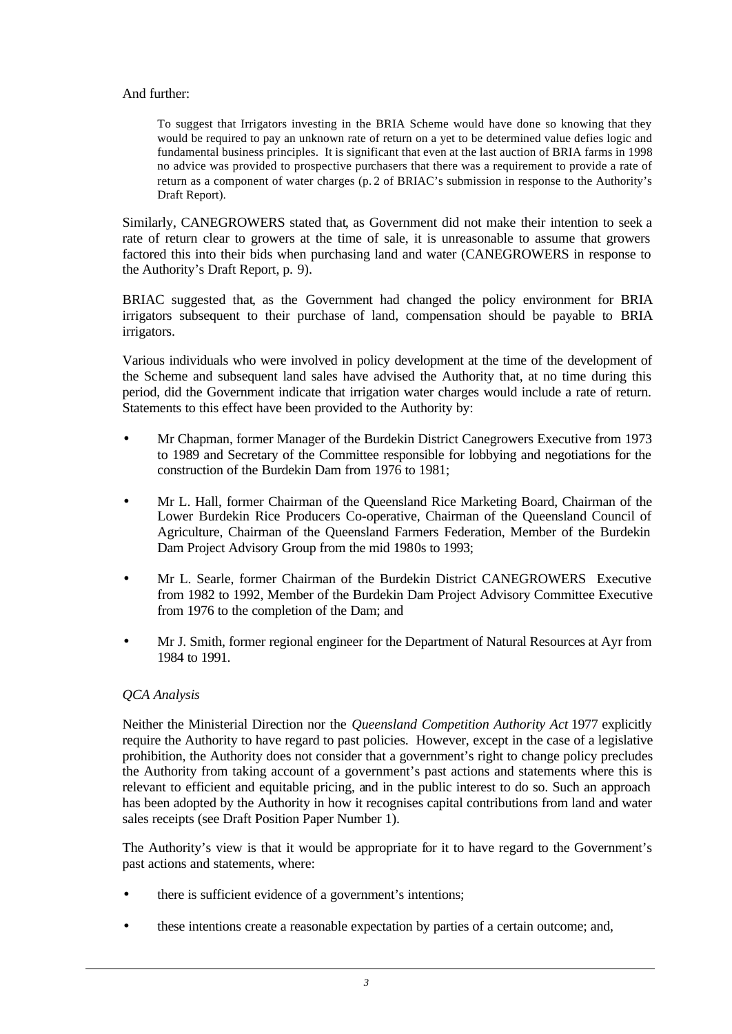And further:

> To suggest that Irrigators investing in the BRIA Scheme would have done so knowing that they would be required to pay an unknown rate of return on a yet to be determined value defies logic and fundamental business principles. It is significant that even at the last auction of BRIA farms in 1998 no advice was provided to prospective purchasers that there was a requirement to provide a rate of return as a component of water charges (p. 2 of BRIAC's submission in response to the Authority's Draft Report).

Similarly, CANEGROWERS stated that, as Government did not make their intention to seek a rate of return clear to growers at the time of sale, it is unreasonable to assume that growers factored this into their bids when purchasing land and water (CANEGROWERS in response to the Authority's Draft Report, p. 9).

BRIAC suggested that, as the Government had changed the policy environment for BRIA irrigators subsequent to their purchase of land, compensation should be payable to BRIA irrigators.

Various individuals who were involved in policy development at the time of the development of the Scheme and subsequent land sales have advised the Authority that, at no time during this period, did the Government indicate that irrigation water charges would include a rate of return. Statements to this effect have been provided to the Authority by:

- Mr Chapman, former Manager of the Burdekin District Canegrowers Executive from 1973 to 1989 and Secretary of the Committee responsible for lobbying and negotiations for the construction of the Burdekin Dam from 1976 to 1981;
- Mr L. Hall, former Chairman of the Queensland Rice Marketing Board, Chairman of the Lower Burdekin Rice Producers Co-operative, Chairman of the Queensland Council of Agriculture, Chairman of the Queensland Farmers Federation, Member of the Burdekin Dam Project Advisory Group from the mid 1980s to 1993;
- Mr L. Searle, former Chairman of the Burdekin District CANEGROWERS Executive from 1982 to 1992, Member of the Burdekin Dam Project Advisory Committee Executive from 1976 to the completion of the Dam; and
- Mr J. Smith, former regional engineer for the Department of Natural Resources at Ayr from 1984 to 1991.

*QCA Analysis*

Neither the Ministerial Direction nor the *Queensland Competition Authority Act* 1977 explicitly require the Authority to have regard to past policies. However, except in the case of a legislative prohibition, the Authority does not consider that a government's right to change policy precludes the Authority from taking account of a government's past actions and statements where this is relevant to efficient and equitable pricing, and in the public interest to do so. Such an approach has been adopted by the Authority in how it recognises capital contributions from land and water sales receipts (see Draft Position Paper Number 1).

The Authority's view is that it would be appropriate for it to have regard to the Government's past actions and statements, where:

- there is sufficient evidence of a government's intentions;
- these intentions create a reasonable expectation by parties of a certain outcome; and,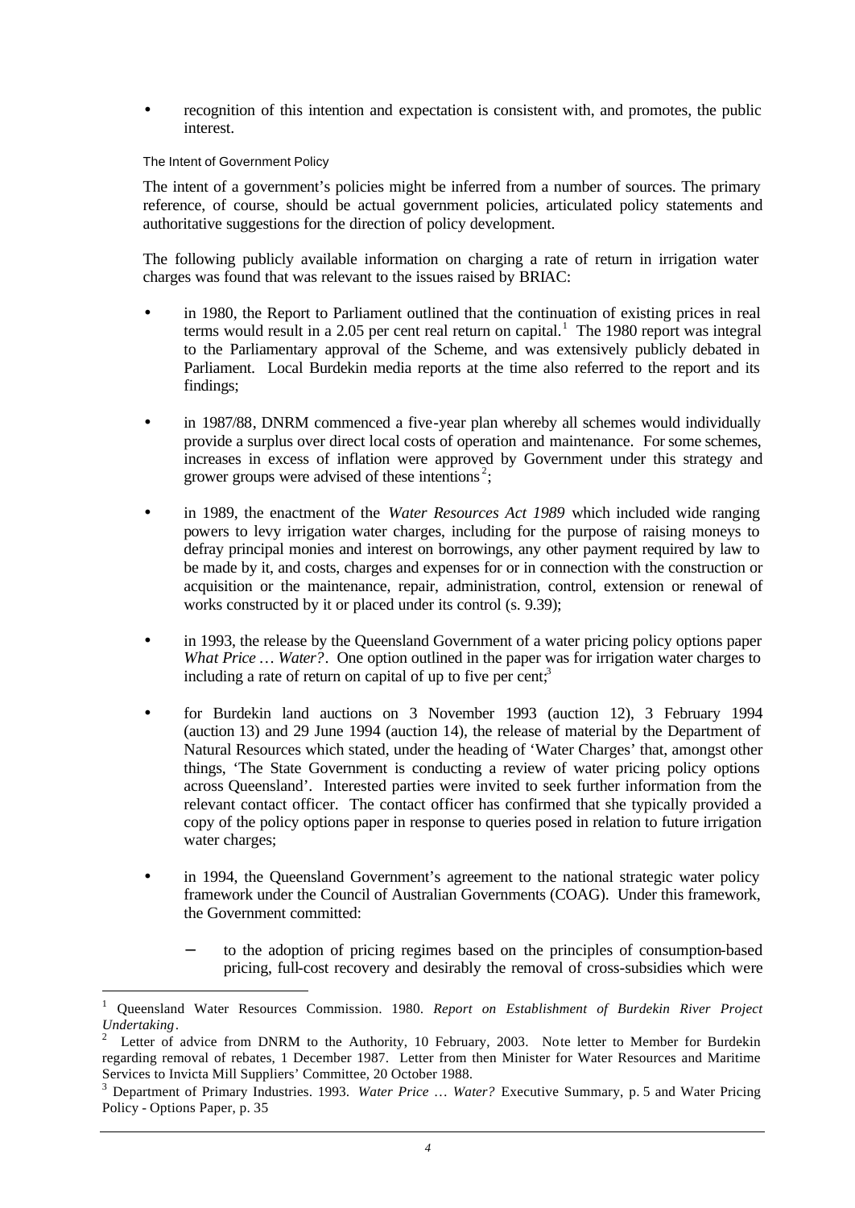- recognition of this intention and expectation is consistent with, and promotes, the public interest.

### The Intent of Government Policy

The intent of a government's policies might be inferred from a number of sources. The primary reference, of course, should be actual government policies, articulated policy statements and authoritative suggestions for the direction of policy development.

The following publicly available information on charging a rate of return in irrigation water charges was found that was relevant to the issues raised by BRIAC:

- in 1980, the Report to Parliament outlined that the continuation of existing prices in real terms would result in a 2.05 per cent real return on capital.[1] The 1980 report was integral to the Parliamentary approval of the Scheme, and was extensively publicly debated in Parliament. Local Burdekin media reports at the time also referred to the report and its findings;

- in 1987/88, DNRM commenced a five-year plan whereby all schemes would individually provide a surplus over direct local costs of operation and maintenance. For some schemes, increases in excess of inflation were approved by Government under this strategy and grower groups were advised of these intentions[2];

- in 1989, the enactment of the *Water Resources Act 1989* which included wide ranging powers to levy irrigation water charges, including for the purpose of raising moneys to defray principal monies and interest on borrowings, any other payment required by law to be made by it, and costs, charges and expenses for or in connection with the construction or acquisition or the maintenance, repair, administration, control, extension or renewal of works constructed by it or placed under its control (s. 9.39);

- in 1993, the release by the Queensland Government of a water pricing policy options paper *What Price … Water?*. One option outlined in the paper was for irrigation water charges to including a rate of return on capital of up to five per cent;[3]

- for Burdekin land auctions on 3 November 1993 (auction 12), 3 February 1994 (auction 13) and 29 June 1994 (auction 14), the release of material by the Department of Natural Resources which stated, under the heading of 'Water Charges' that, amongst other things, 'The State Government is conducting a review of water pricing policy options across Queensland'. Interested parties were invited to seek further information from the relevant contact officer. The contact officer has confirmed that she typically provided a copy of the policy options paper in response to queries posed in relation to future irrigation water charges;

- in 1994, the Queensland Government's agreement to the national strategic water policy framework under the Council of Australian Governments (COAG). Under this framework, the Government committed:

  - to the adoption of pricing regimes based on the principles of consumption-based pricing, full-cost recovery and desirably the removal of cross-subsidies which were

---

[1] Queensland Water Resources Commission. 1980. *Report on Establishment of Burdekin River Project Undertaking*.

[2] Letter of advice from DNRM to the Authority, 10 February, 2003. Note letter to Member for Burdekin regarding removal of rebates, 1 December 1987. Letter from then Minister for Water Resources and Maritime Services to Invicta Mill Suppliers' Committee, 20 October 1988.

[3] Department of Primary Industries. 1993. *Water Price … Water?* Executive Summary, p. 5 and Water Pricing Policy - Options Paper, p. 35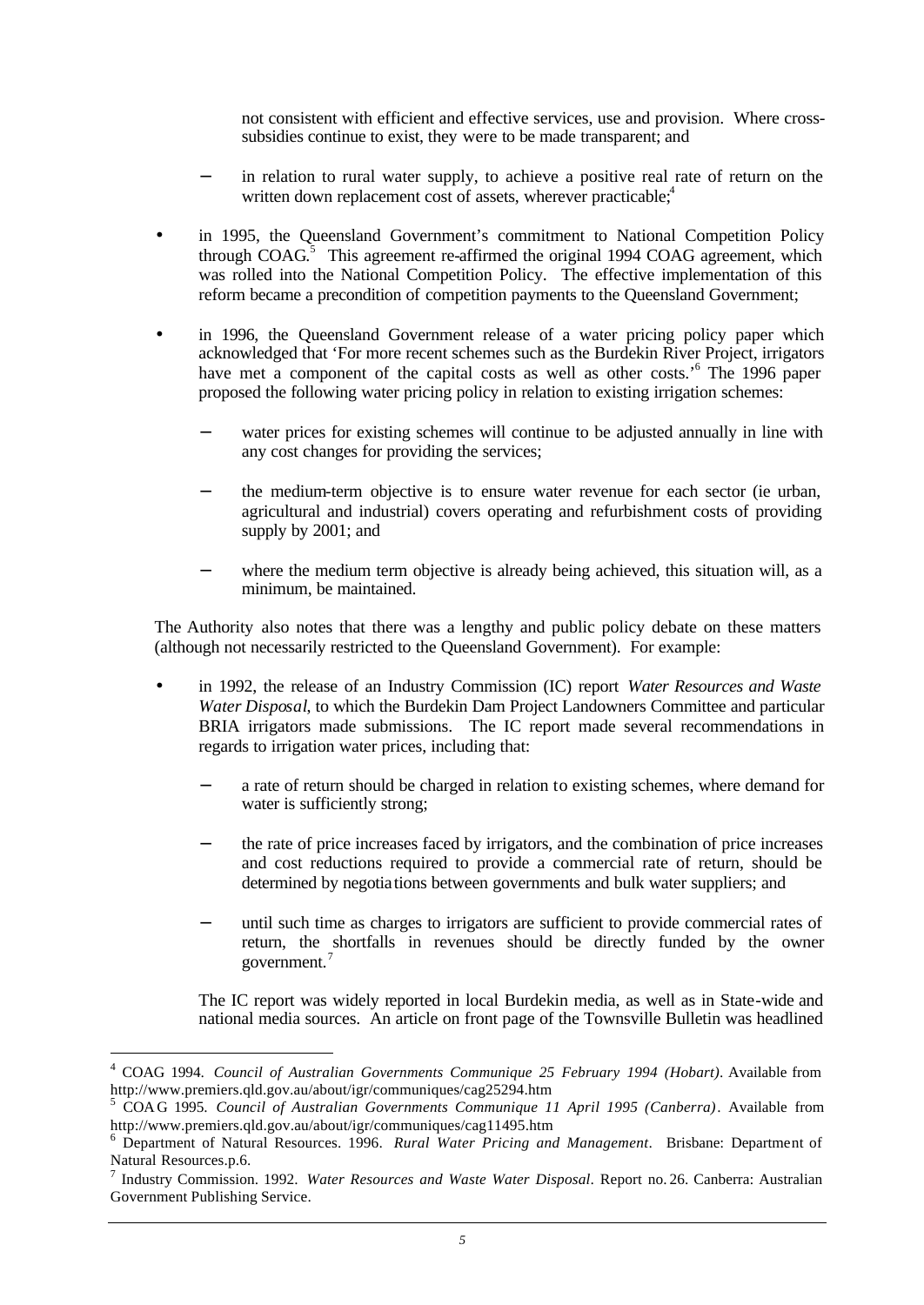not consistent with efficient and effective services, use and provision. Where cross-subsidies continue to exist, they were to be made transparent; and

- in relation to rural water supply, to achieve a positive real rate of return on the written down replacement cost of assets, wherever practicable;[4]

- in 1995, the Queensland Government's commitment to National Competition Policy through COAG.[5] This agreement re-affirmed the original 1994 COAG agreement, which was rolled into the National Competition Policy. The effective implementation of this reform became a precondition of competition payments to the Queensland Government;

- in 1996, the Queensland Government release of a water pricing policy paper which acknowledged that 'For more recent schemes such as the Burdekin River Project, irrigators have met a component of the capital costs as well as other costs.'[6] The 1996 paper proposed the following water pricing policy in relation to existing irrigation schemes:
  - water prices for existing schemes will continue to be adjusted annually in line with any cost changes for providing the services;
  - the medium-term objective is to ensure water revenue for each sector (ie urban, agricultural and industrial) covers operating and refurbishment costs of providing supply by 2001; and
  - where the medium term objective is already being achieved, this situation will, as a minimum, be maintained.

The Authority also notes that there was a lengthy and public policy debate on these matters (although not necessarily restricted to the Queensland Government). For example:

- in 1992, the release of an Industry Commission (IC) report *Water Resources and Waste Water Disposal*, to which the Burdekin Dam Project Landowners Committee and particular BRIA irrigators made submissions. The IC report made several recommendations in regards to irrigation water prices, including that:
  - a rate of return should be charged in relation to existing schemes, where demand for water is sufficiently strong;
  - the rate of price increases faced by irrigators, and the combination of price increases and cost reductions required to provide a commercial rate of return, should be determined by negotiations between governments and bulk water suppliers; and
  - until such time as charges to irrigators are sufficient to provide commercial rates of return, the shortfalls in revenues should be directly funded by the owner government.[7]

The IC report was widely reported in local Burdekin media, as well as in State-wide and national media sources. An article on front page of the Townsville Bulletin was headlined

---

[4] COAG 1994. *Council of Australian Governments Communique 25 February 1994 (Hobart)*. Available from http://www.premiers.qld.gov.au/about/igr/communiques/cag25294.htm

[5] COAG 1995. *Council of Australian Governments Communique 11 April 1995 (Canberra)*. Available from http://www.premiers.qld.gov.au/about/igr/communiques/cag11495.htm

[6] Department of Natural Resources. 1996. *Rural Water Pricing and Management*. Brisbane: Department of Natural Resources.p.6.

[7] Industry Commission. 1992. *Water Resources and Waste Water Disposal*. Report no. 26. Canberra: Australian Government Publishing Service.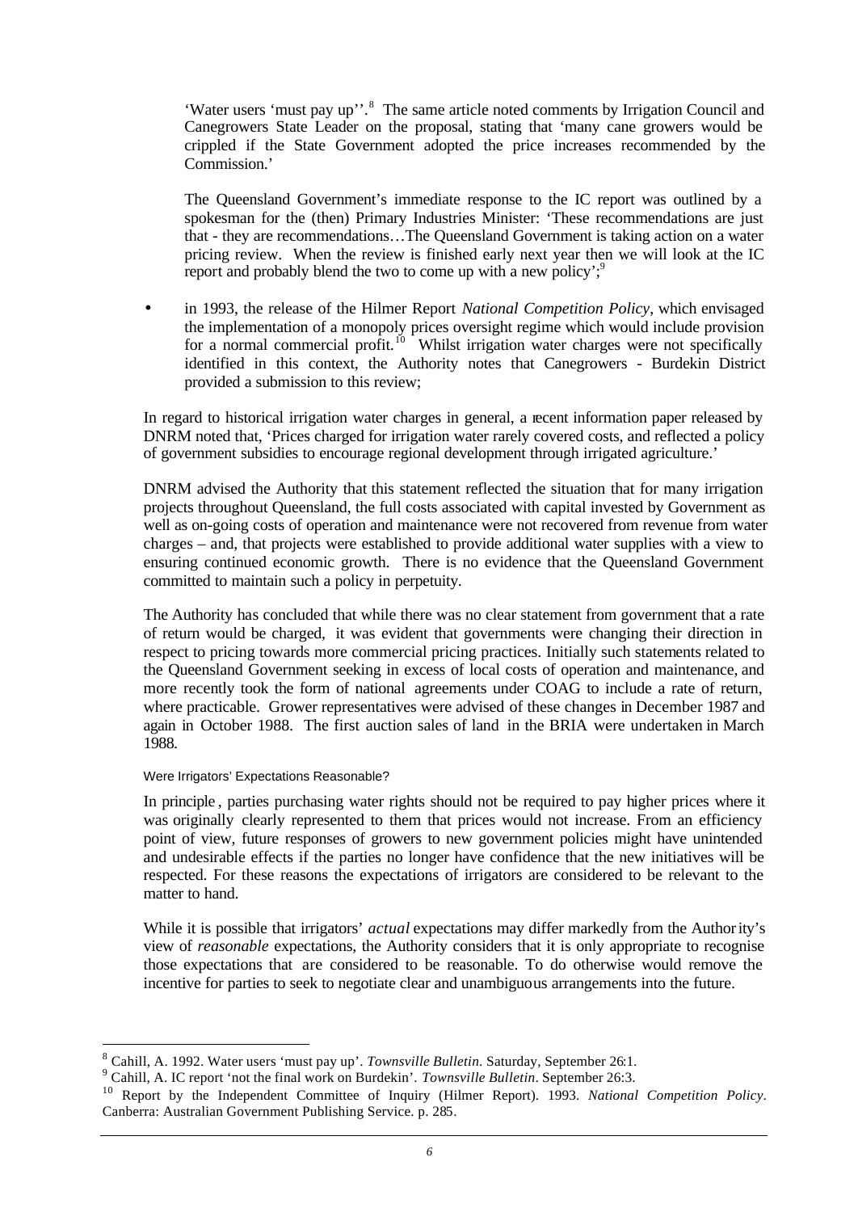'Water users 'must pay up''.[8] The same article noted comments by Irrigation Council and Canegrowers State Leader on the proposal, stating that 'many cane growers would be crippled if the State Government adopted the price increases recommended by the Commission.'

The Queensland Government's immediate response to the IC report was outlined by a spokesman for the (then) Primary Industries Minister: 'These recommendations are just that - they are recommendations…The Queensland Government is taking action on a water pricing review. When the review is finished early next year then we will look at the IC report and probably blend the two to come up with a new policy';[9]

- in 1993, the release of the Hilmer Report *National Competition Policy*, which envisaged the implementation of a monopoly prices oversight regime which would include provision for a normal commercial profit.[10] Whilst irrigation water charges were not specifically identified in this context, the Authority notes that Canegrowers - Burdekin District provided a submission to this review;

In regard to historical irrigation water charges in general, a recent information paper released by DNRM noted that, 'Prices charged for irrigation water rarely covered costs, and reflected a policy of government subsidies to encourage regional development through irrigated agriculture.'

DNRM advised the Authority that this statement reflected the situation that for many irrigation projects throughout Queensland, the full costs associated with capital invested by Government as well as on-going costs of operation and maintenance were not recovered from revenue from water charges – and, that projects were established to provide additional water supplies with a view to ensuring continued economic growth. There is no evidence that the Queensland Government committed to maintain such a policy in perpetuity.

The Authority has concluded that while there was no clear statement from government that a rate of return would be charged, it was evident that governments were changing their direction in respect to pricing towards more commercial pricing practices. Initially such statements related to the Queensland Government seeking in excess of local costs of operation and maintenance, and more recently took the form of national agreements under COAG to include a rate of return, where practicable. Grower representatives were advised of these changes in December 1987 and again in October 1988. The first auction sales of land in the BRIA were undertaken in March 1988.

#### Were Irrigators' Expectations Reasonable?

In principle, parties purchasing water rights should not be required to pay higher prices where it was originally clearly represented to them that prices would not increase. From an efficiency point of view, future responses of growers to new government policies might have unintended and undesirable effects if the parties no longer have confidence that the new initiatives will be respected. For these reasons the expectations of irrigators are considered to be relevant to the matter to hand.

While it is possible that irrigators' *actual* expectations may differ markedly from the Authority's view of *reasonable* expectations, the Authority considers that it is only appropriate to recognise those expectations that are considered to be reasonable. To do otherwise would remove the incentive for parties to seek to negotiate clear and unambiguous arrangements into the future.

---

[8] Cahill, A. 1992. Water users 'must pay up'. *Townsville Bulletin*. Saturday, September 26:1.

[9] Cahill, A. IC report 'not the final work on Burdekin'. *Townsville Bulletin*. September 26:3.

[10] Report by the Independent Committee of Inquiry (Hilmer Report). 1993. *National Competition Policy*. Canberra: Australian Government Publishing Service. p. 285.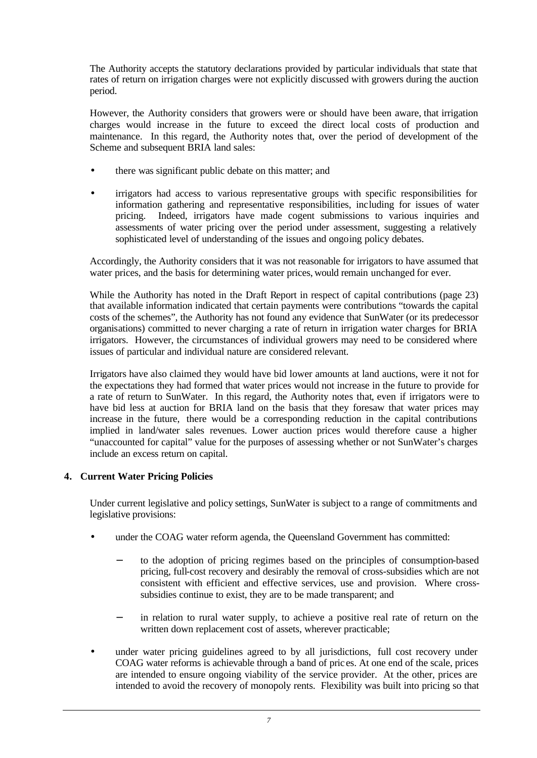The Authority accepts the statutory declarations provided by particular individuals that state that rates of return on irrigation charges were not explicitly discussed with growers during the auction period.

However, the Authority considers that growers were or should have been aware, that irrigation charges would increase in the future to exceed the direct local costs of production and maintenance. In this regard, the Authority notes that, over the period of development of the Scheme and subsequent BRIA land sales:

- there was significant public debate on this matter; and
- irrigators had access to various representative groups with specific responsibilities for information gathering and representative responsibilities, including for issues of water pricing. Indeed, irrigators have made cogent submissions to various inquiries and assessments of water pricing over the period under assessment, suggesting a relatively sophisticated level of understanding of the issues and ongoing policy debates.

Accordingly, the Authority considers that it was not reasonable for irrigators to have assumed that water prices, and the basis for determining water prices, would remain unchanged for ever.

While the Authority has noted in the Draft Report in respect of capital contributions (page 23) that available information indicated that certain payments were contributions "towards the capital costs of the schemes", the Authority has not found any evidence that SunWater (or its predecessor organisations) committed to never charging a rate of return in irrigation water charges for BRIA irrigators. However, the circumstances of individual growers may need to be considered where issues of particular and individual nature are considered relevant.

Irrigators have also claimed they would have bid lower amounts at land auctions, were it not for the expectations they had formed that water prices would not increase in the future to provide for a rate of return to SunWater. In this regard, the Authority notes that, even if irrigators were to have bid less at auction for BRIA land on the basis that they foresaw that water prices may increase in the future, there would be a corresponding reduction in the capital contributions implied in land/water sales revenues. Lower auction prices would therefore cause a higher "unaccounted for capital" value for the purposes of assessing whether or not SunWater's charges include an excess return on capital.

## 4. Current Water Pricing Policies

Under current legislative and policy settings, SunWater is subject to a range of commitments and legislative provisions:

- under the COAG water reform agenda, the Queensland Government has committed:
  - to the adoption of pricing regimes based on the principles of consumption-based pricing, full-cost recovery and desirably the removal of cross-subsidies which are not consistent with efficient and effective services, use and provision. Where cross-subsidies continue to exist, they are to be made transparent; and
  - in relation to rural water supply, to achieve a positive real rate of return on the written down replacement cost of assets, wherever practicable;
- under water pricing guidelines agreed to by all jurisdictions, full cost recovery under COAG water reforms is achievable through a band of prices. At one end of the scale, prices are intended to ensure ongoing viability of the service provider. At the other, prices are intended to avoid the recovery of monopoly rents. Flexibility was built into pricing so that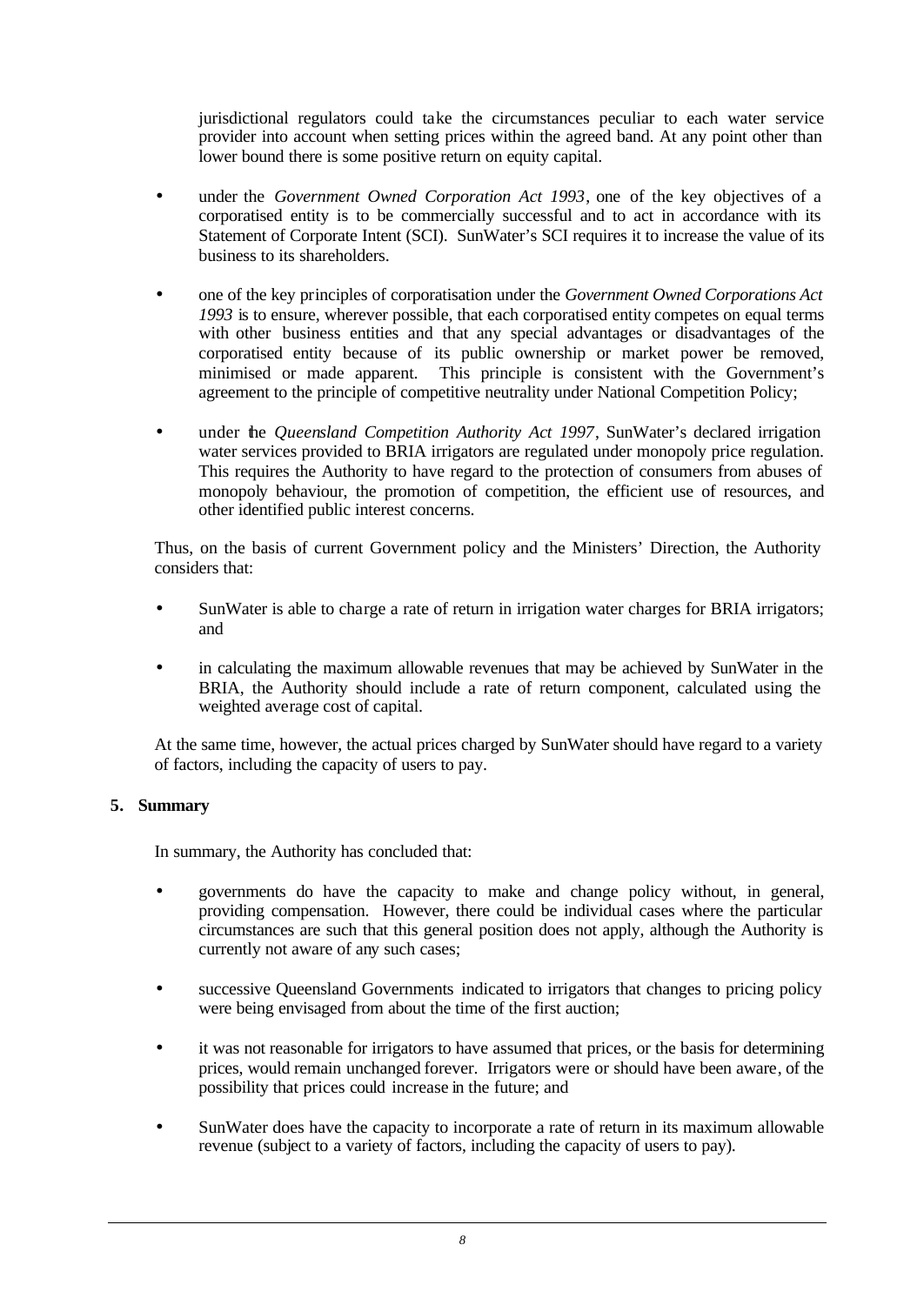jurisdictional regulators could take the circumstances peculiar to each water service provider into account when setting prices within the agreed band. At any point other than lower bound there is some positive return on equity capital.

- under the *Government Owned Corporation Act 1993*, one of the key objectives of a corporatised entity is to be commercially successful and to act in accordance with its Statement of Corporate Intent (SCI). SunWater's SCI requires it to increase the value of its business to its shareholders.

- one of the key principles of corporatisation under the *Government Owned Corporations Act 1993* is to ensure, wherever possible, that each corporatised entity competes on equal terms with other business entities and that any special advantages or disadvantages of the corporatised entity because of its public ownership or market power be removed, minimised or made apparent. This principle is consistent with the Government's agreement to the principle of competitive neutrality under National Competition Policy;

- under the *Queensland Competition Authority Act 1997*, SunWater's declared irrigation water services provided to BRIA irrigators are regulated under monopoly price regulation. This requires the Authority to have regard to the protection of consumers from abuses of monopoly behaviour, the promotion of competition, the efficient use of resources, and other identified public interest concerns.

Thus, on the basis of current Government policy and the Ministers' Direction, the Authority considers that:

- SunWater is able to charge a rate of return in irrigation water charges for BRIA irrigators; and

- in calculating the maximum allowable revenues that may be achieved by SunWater in the BRIA, the Authority should include a rate of return component, calculated using the weighted average cost of capital.

At the same time, however, the actual prices charged by SunWater should have regard to a variety of factors, including the capacity of users to pay.

## 5. Summary

In summary, the Authority has concluded that:

- governments do have the capacity to make and change policy without, in general, providing compensation. However, there could be individual cases where the particular circumstances are such that this general position does not apply, although the Authority is currently not aware of any such cases;

- successive Queensland Governments indicated to irrigators that changes to pricing policy were being envisaged from about the time of the first auction;

- it was not reasonable for irrigators to have assumed that prices, or the basis for determining prices, would remain unchanged forever. Irrigators were or should have been aware, of the possibility that prices could increase in the future; and

- SunWater does have the capacity to incorporate a rate of return in its maximum allowable revenue (subject to a variety of factors, including the capacity of users to pay).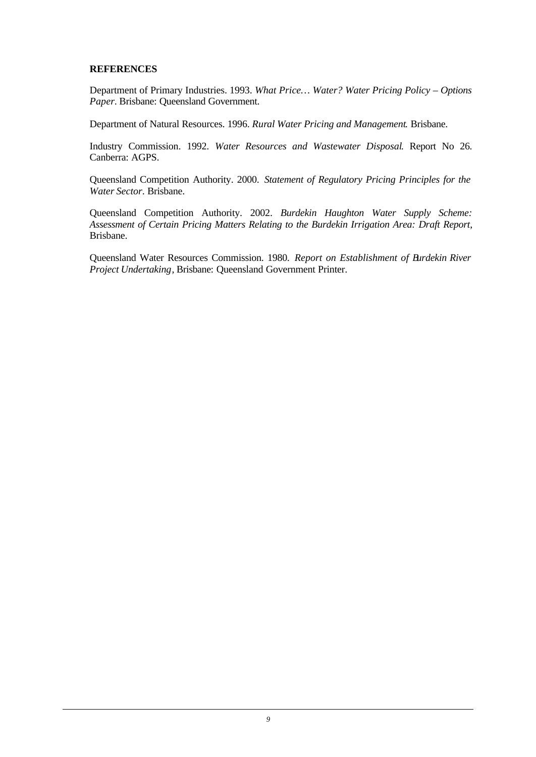**REFERENCES**

Department of Primary Industries. 1993. *What Price… Water? Water Pricing Policy – Options Paper*. Brisbane: Queensland Government.

Department of Natural Resources. 1996. *Rural Water Pricing and Management*. Brisbane.

Industry Commission. 1992. *Water Resources and Wastewater Disposal*. Report No 26. Canberra: AGPS.

Queensland Competition Authority. 2000. *Statement of Regulatory Pricing Principles for the Water Sector*. Brisbane.

Queensland Competition Authority. 2002. *Burdekin Haughton Water Supply Scheme: Assessment of Certain Pricing Matters Relating to the Burdekin Irrigation Area: Draft Report*, Brisbane.

Queensland Water Resources Commission. 1980. *Report on Establishment of Burdekin River Project Undertaking*, Brisbane: Queensland Government Printer.